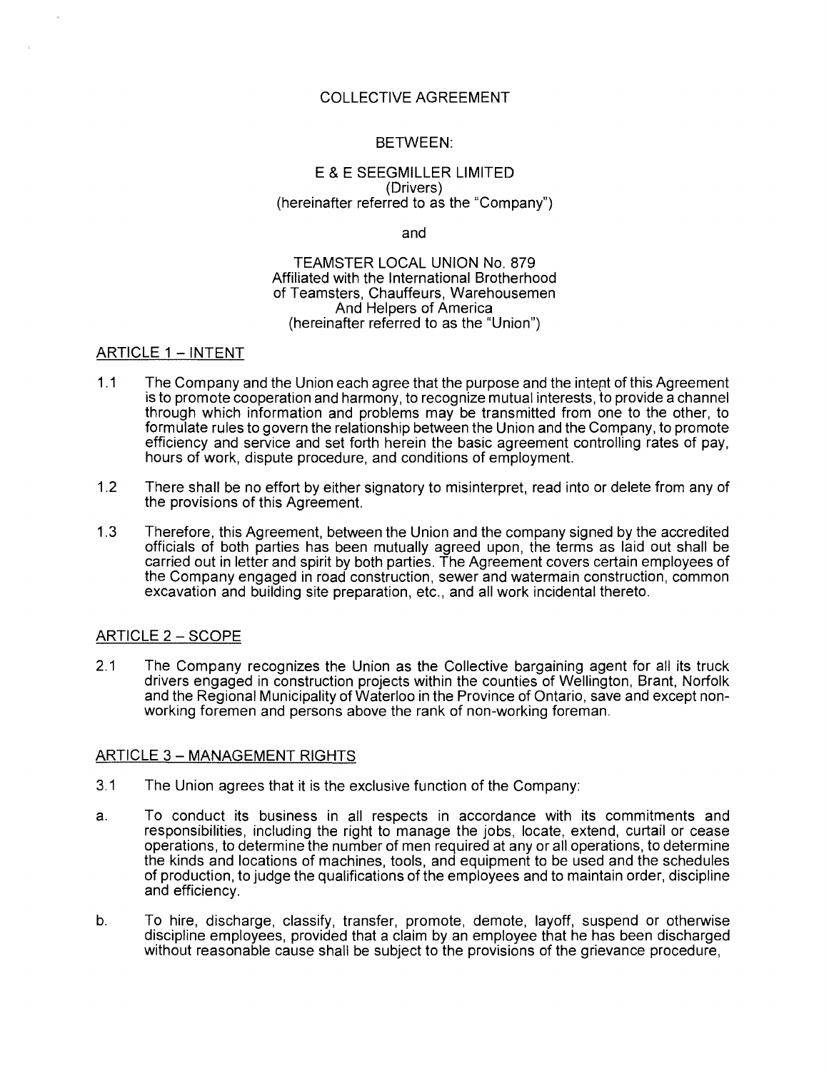# COLLECTIVE AGREEMENT

BETWEEN:

E & E SEEGMILLER LIMITED  
(Drivers)  
(hereinafter referred to as the "Company")

and

TEAMSTER LOCAL UNION No. 879  
Affiliated with the International Brotherhood  
of Teamsters, Chauffeurs, Warehousemen  
And Helpers of America  
(hereinafter referred to as the "Union")

## ARTICLE 1 – INTENT

1.1 The Company and the Union each agree that the purpose and the intent of this Agreement is to promote cooperation and harmony, to recognize mutual interests, to provide a channel through which information and problems may be transmitted from one to the other, to formulate rules to govern the relationship between the Union and the Company, to promote efficiency and service and set forth herein the basic agreement controlling rates of pay, hours of work, dispute procedure, and conditions of employment.

1.2 There shall be no effort by either signatory to misinterpret, read into or delete from any of the provisions of this Agreement.

1.3 Therefore, this Agreement, between the Union and the company signed by the accredited officials of both parties has been mutually agreed upon, the terms as laid out shall be carried out in letter and spirit by both parties. The Agreement covers certain employees of the Company engaged in road construction, sewer and watermain construction, common excavation and building site preparation, etc., and all work incidental thereto.

## ARTICLE 2 – SCOPE

2.1 The Company recognizes the Union as the Collective bargaining agent for all its truck drivers engaged in construction projects within the counties of Wellington, Brant, Norfolk and the Regional Municipality of Waterloo in the Province of Ontario, save and except non-working foremen and persons above the rank of non-working foreman.

## ARTICLE 3 – MANAGEMENT RIGHTS

3.1 The Union agrees that it is the exclusive function of the Company:

a. To conduct its business in all respects in accordance with its commitments and responsibilities, including the right to manage the jobs, locate, extend, curtail or cease operations, to determine the number of men required at any or all operations, to determine the kinds and locations of machines, tools, and equipment to be used and the schedules of production, to judge the qualifications of the employees and to maintain order, discipline and efficiency.

b. To hire, discharge, classify, transfer, promote, demote, layoff, suspend or otherwise discipline employees, provided that a claim by an employee that he has been discharged without reasonable cause shall be subject to the provisions of the grievance procedure,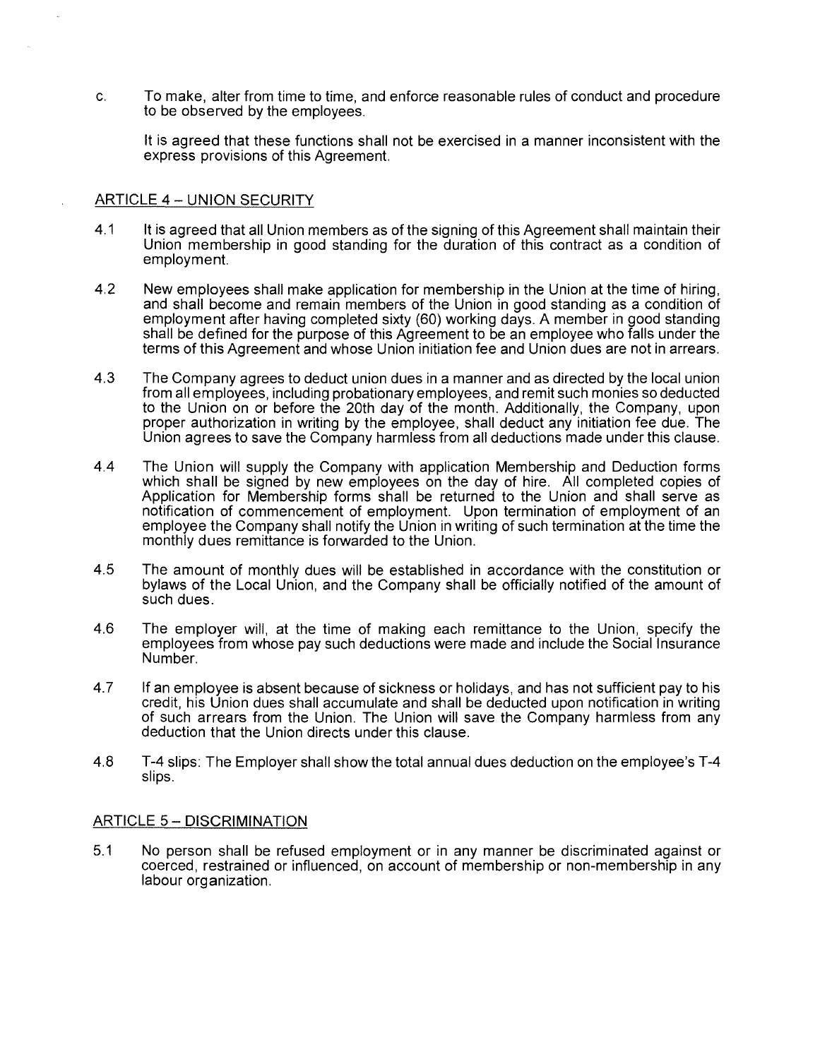c. To make, alter from time to time, and enforce reasonable rules of conduct and procedure to be observed by the employees.

   It is agreed that these functions shall not be exercised in a manner inconsistent with the express provisions of this Agreement.

## ARTICLE 4 – UNION SECURITY

4.1 It is agreed that all Union members as of the signing of this Agreement shall maintain their Union membership in good standing for the duration of this contract as a condition of employment.

4.2 New employees shall make application for membership in the Union at the time of hiring, and shall become and remain members of the Union in good standing as a condition of employment after having completed sixty (60) working days. A member in good standing shall be defined for the purpose of this Agreement to be an employee who falls under the terms of this Agreement and whose Union initiation fee and Union dues are not in arrears.

4.3 The Company agrees to deduct union dues in a manner and as directed by the local union from all employees, including probationary employees, and remit such monies so deducted to the Union on or before the 20th day of the month. Additionally, the Company, upon proper authorization in writing by the employee, shall deduct any initiation fee due. The Union agrees to save the Company harmless from all deductions made under this clause.

4.4 The Union will supply the Company with application Membership and Deduction forms which shall be signed by new employees on the day of hire. All completed copies of Application for Membership forms shall be returned to the Union and shall serve as notification of commencement of employment. Upon termination of employment of an employee the Company shall notify the Union in writing of such termination at the time the monthly dues remittance is forwarded to the Union.

4.5 The amount of monthly dues will be established in accordance with the constitution or bylaws of the Local Union, and the Company shall be officially notified of the amount of such dues.

4.6 The employer will, at the time of making each remittance to the Union, specify the employees from whose pay such deductions were made and include the Social Insurance Number.

4.7 If an employee is absent because of sickness or holidays, and has not sufficient pay to his credit, his Union dues shall accumulate and shall be deducted upon notification in writing of such arrears from the Union. The Union will save the Company harmless from any deduction that the Union directs under this clause.

4.8 T-4 slips: The Employer shall show the total annual dues deduction on the employee's T-4 slips.

## ARTICLE 5 – DISCRIMINATION

5.1 No person shall be refused employment or in any manner be discriminated against or coerced, restrained or influenced, on account of membership or non-membership in any labour organization.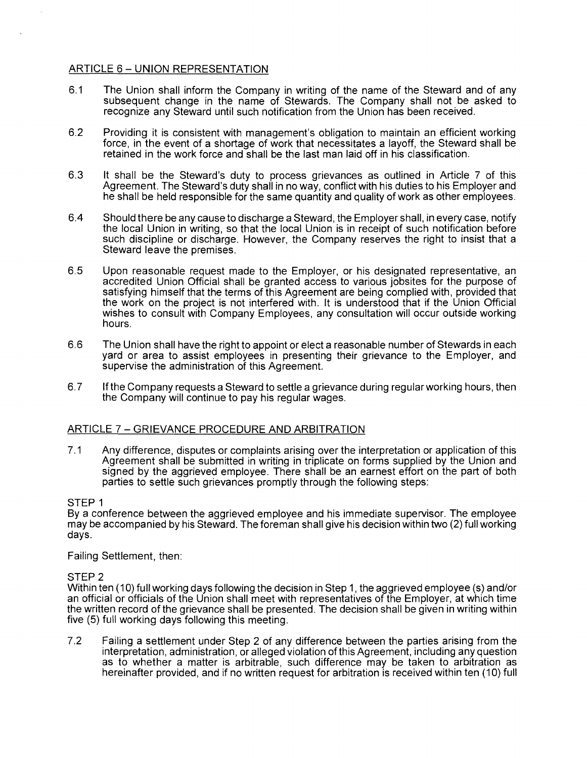## ARTICLE 6 – UNION REPRESENTATION

6.1 The Union shall inform the Company in writing of the name of the Steward and of any subsequent change in the name of Stewards. The Company shall not be asked to recognize any Steward until such notification from the Union has been received.

6.2 Providing it is consistent with management's obligation to maintain an efficient working force, in the event of a shortage of work that necessitates a layoff, the Steward shall be retained in the work force and shall be the last man laid off in his classification.

6.3 It shall be the Steward's duty to process grievances as outlined in Article 7 of this Agreement. The Steward's duty shall in no way, conflict with his duties to his Employer and he shall be held responsible for the same quantity and quality of work as other employees.

6.4 Should there be any cause to discharge a Steward, the Employer shall, in every case, notify the local Union in writing, so that the local Union is in receipt of such notification before such discipline or discharge. However, the Company reserves the right to insist that a Steward leave the premises.

6.5 Upon reasonable request made to the Employer, or his designated representative, an accredited Union Official shall be granted access to various jobsites for the purpose of satisfying himself that the terms of this Agreement are being complied with, provided that the work on the project is not interfered with. It is understood that if the Union Official wishes to consult with Company Employees, any consultation will occur outside working hours.

6.6 The Union shall have the right to appoint or elect a reasonable number of Stewards in each yard or area to assist employees in presenting their grievance to the Employer, and supervise the administration of this Agreement.

6.7 If the Company requests a Steward to settle a grievance during regular working hours, then the Company will continue to pay his regular wages.

## ARTICLE 7 – GRIEVANCE PROCEDURE AND ARBITRATION

7.1 Any difference, disputes or complaints arising over the interpretation or application of this Agreement shall be submitted in writing in triplicate on forms supplied by the Union and signed by the aggrieved employee. There shall be an earnest effort on the part of both parties to settle such grievances promptly through the following steps:

STEP 1
By a conference between the aggrieved employee and his immediate supervisor. The employee may be accompanied by his Steward. The foreman shall give his decision within two (2) full working days.

Failing Settlement, then:

STEP 2
Within ten (10) full working days following the decision in Step 1, the aggrieved employee (s) and/or an official or officials of the Union shall meet with representatives of the Employer, at which time the written record of the grievance shall be presented. The decision shall be given in writing within five (5) full working days following this meeting.

7.2 Failing a settlement under Step 2 of any difference between the parties arising from the interpretation, administration, or alleged violation of this Agreement, including any question as to whether a matter is arbitrable, such difference may be taken to arbitration as hereinafter provided, and if no written request for arbitration is received within ten (10) full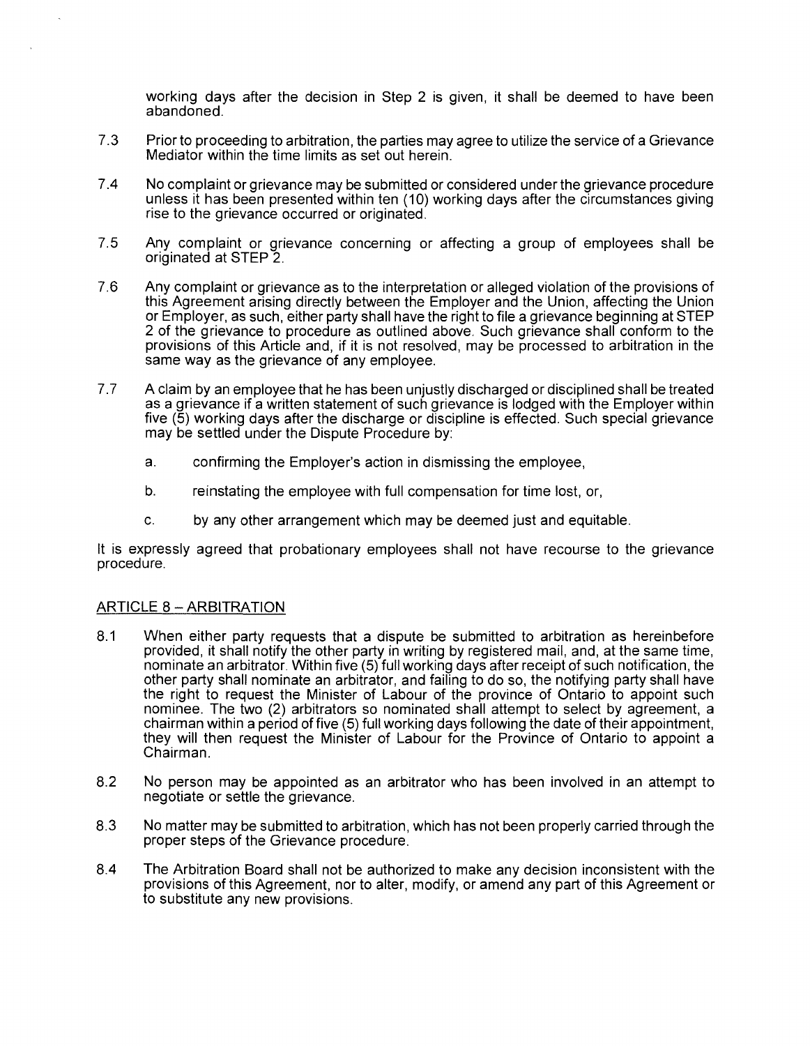working days after the decision in Step 2 is given, it shall be deemed to have been abandoned.

7.3 Prior to proceeding to arbitration, the parties may agree to utilize the service of a Grievance Mediator within the time limits as set out herein.

7.4 No complaint or grievance may be submitted or considered under the grievance procedure unless it has been presented within ten (10) working days after the circumstances giving rise to the grievance occurred or originated.

7.5 Any complaint or grievance concerning or affecting a group of employees shall be originated at STEP 2.

7.6 Any complaint or grievance as to the interpretation or alleged violation of the provisions of this Agreement arising directly between the Employer and the Union, affecting the Union or Employer, as such, either party shall have the right to file a grievance beginning at STEP 2 of the grievance to procedure as outlined above. Such grievance shall conform to the provisions of this Article and, if it is not resolved, may be processed to arbitration in the same way as the grievance of any employee.

7.7 A claim by an employee that he has been unjustly discharged or disciplined shall be treated as a grievance if a written statement of such grievance is lodged with the Employer within five (5) working days after the discharge or discipline is effected. Such special grievance may be settled under the Dispute Procedure by:

   a. confirming the Employer's action in dismissing the employee,

   b. reinstating the employee with full compensation for time lost, or,

   c. by any other arrangement which may be deemed just and equitable.

It is expressly agreed that probationary employees shall not have recourse to the grievance procedure.

## ARTICLE 8 – ARBITRATION

8.1 When either party requests that a dispute be submitted to arbitration as hereinbefore provided, it shall notify the other party in writing by registered mail, and, at the same time, nominate an arbitrator. Within five (5) full working days after receipt of such notification, the other party shall nominate an arbitrator, and failing to do so, the notifying party shall have the right to request the Minister of Labour of the province of Ontario to appoint such nominee. The two (2) arbitrators so nominated shall attempt to select by agreement, a chairman within a period of five (5) full working days following the date of their appointment, they will then request the Minister of Labour for the Province of Ontario to appoint a Chairman.

8.2 No person may be appointed as an arbitrator who has been involved in an attempt to negotiate or settle the grievance.

8.3 No matter may be submitted to arbitration, which has not been properly carried through the proper steps of the Grievance procedure.

8.4 The Arbitration Board shall not be authorized to make any decision inconsistent with the provisions of this Agreement, nor to alter, modify, or amend any part of this Agreement or to substitute any new provisions.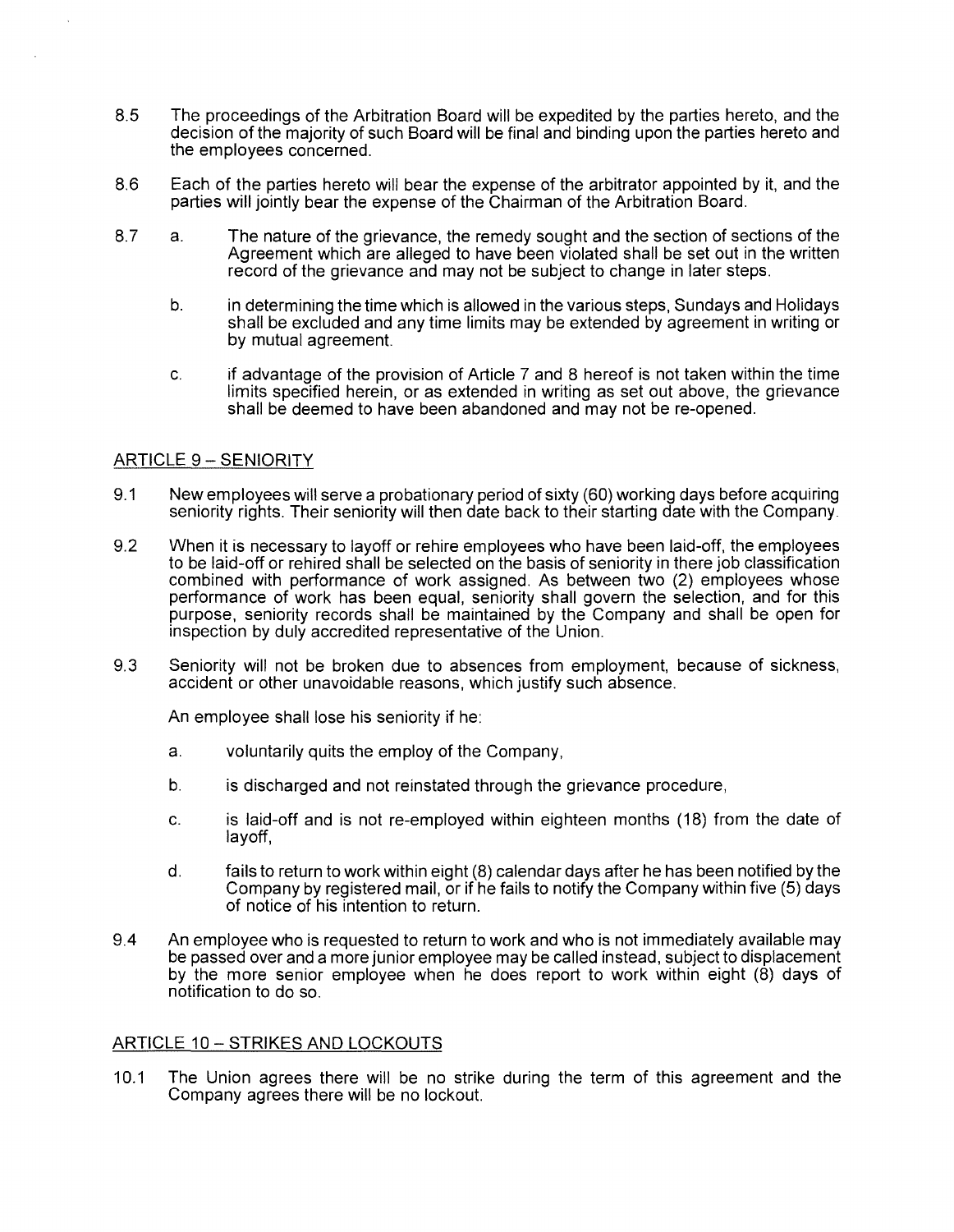8.5 The proceedings of the Arbitration Board will be expedited by the parties hereto, and the decision of the majority of such Board will be final and binding upon the parties hereto and the employees concerned.

8.6 Each of the parties hereto will bear the expense of the arbitrator appointed by it, and the parties will jointly bear the expense of the Chairman of the Arbitration Board.

8.7 a. The nature of the grievance, the remedy sought and the section of sections of the Agreement which are alleged to have been violated shall be set out in the written record of the grievance and may not be subject to change in later steps.

b. in determining the time which is allowed in the various steps, Sundays and Holidays shall be excluded and any time limits may be extended by agreement in writing or by mutual agreement.

c. if advantage of the provision of Article 7 and 8 hereof is not taken within the time limits specified herein, or as extended in writing as set out above, the grievance shall be deemed to have been abandoned and may not be re-opened.

## ARTICLE 9 – SENIORITY

9.1 New employees will serve a probationary period of sixty (60) working days before acquiring seniority rights. Their seniority will then date back to their starting date with the Company.

9.2 When it is necessary to layoff or rehire employees who have been laid-off, the employees to be laid-off or rehired shall be selected on the basis of seniority in there job classification combined with performance of work assigned. As between two (2) employees whose performance of work has been equal, seniority shall govern the selection, and for this purpose, seniority records shall be maintained by the Company and shall be open for inspection by duly accredited representative of the Union.

9.3 Seniority will not be broken due to absences from employment, because of sickness, accident or other unavoidable reasons, which justify such absence.

An employee shall lose his seniority if he:

a. voluntarily quits the employ of the Company,

b. is discharged and not reinstated through the grievance procedure,

c. is laid-off and is not re-employed within eighteen months (18) from the date of layoff,

d. fails to return to work within eight (8) calendar days after he has been notified by the Company by registered mail, or if he fails to notify the Company within five (5) days of notice of his intention to return.

9.4 An employee who is requested to return to work and who is not immediately available may be passed over and a more junior employee may be called instead, subject to displacement by the more senior employee when he does report to work within eight (8) days of notification to do so.

## ARTICLE 10 – STRIKES AND LOCKOUTS

10.1 The Union agrees there will be no strike during the term of this agreement and the Company agrees there will be no lockout.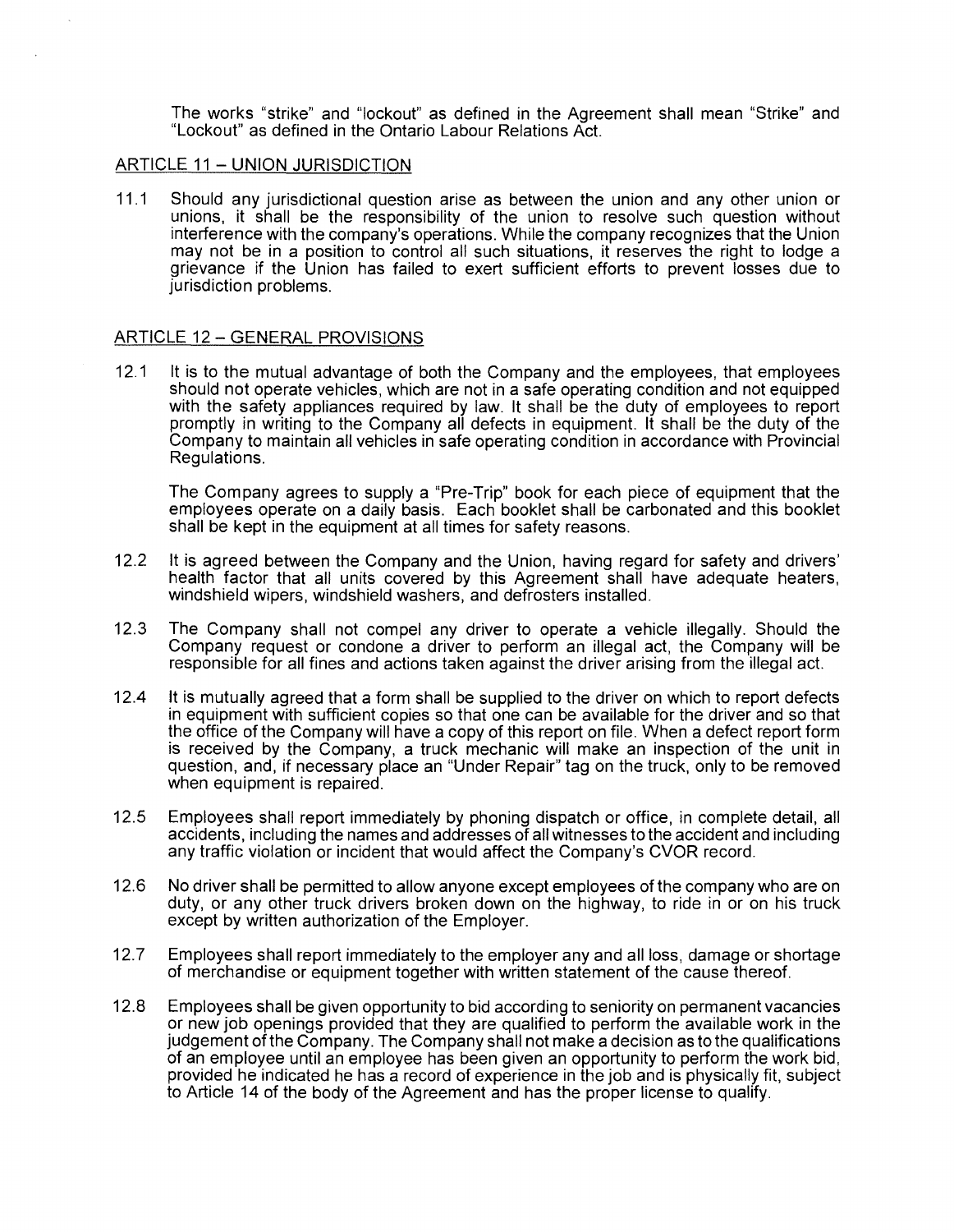The works "strike" and "lockout" as defined in the Agreement shall mean "Strike" and "Lockout" as defined in the Ontario Labour Relations Act.

## ARTICLE 11 – UNION JURISDICTION

11.1 Should any jurisdictional question arise as between the union and any other union or unions, it shall be the responsibility of the union to resolve such question without interference with the company's operations. While the company recognizes that the Union may not be in a position to control all such situations, it reserves the right to lodge a grievance if the Union has failed to exert sufficient efforts to prevent losses due to jurisdiction problems.

## ARTICLE 12 – GENERAL PROVISIONS

12.1 It is to the mutual advantage of both the Company and the employees, that employees should not operate vehicles, which are not in a safe operating condition and not equipped with the safety appliances required by law. It shall be the duty of employees to report promptly in writing to the Company all defects in equipment. It shall be the duty of the Company to maintain all vehicles in safe operating condition in accordance with Provincial Regulations.

The Company agrees to supply a "Pre-Trip" book for each piece of equipment that the employees operate on a daily basis. Each booklet shall be carbonated and this booklet shall be kept in the equipment at all times for safety reasons.

12.2 It is agreed between the Company and the Union, having regard for safety and drivers' health factor that all units covered by this Agreement shall have adequate heaters, windshield wipers, windshield washers, and defrosters installed.

12.3 The Company shall not compel any driver to operate a vehicle illegally. Should the Company request or condone a driver to perform an illegal act, the Company will be responsible for all fines and actions taken against the driver arising from the illegal act.

12.4 It is mutually agreed that a form shall be supplied to the driver on which to report defects in equipment with sufficient copies so that one can be available for the driver and so that the office of the Company will have a copy of this report on file. When a defect report form is received by the Company, a truck mechanic will make an inspection of the unit in question, and, if necessary place an "Under Repair" tag on the truck, only to be removed when equipment is repaired.

12.5 Employees shall report immediately by phoning dispatch or office, in complete detail, all accidents, including the names and addresses of all witnesses to the accident and including any traffic violation or incident that would affect the Company's CVOR record.

12.6 No driver shall be permitted to allow anyone except employees of the company who are on duty, or any other truck drivers broken down on the highway, to ride in or on his truck except by written authorization of the Employer.

12.7 Employees shall report immediately to the employer any and all loss, damage or shortage of merchandise or equipment together with written statement of the cause thereof.

12.8 Employees shall be given opportunity to bid according to seniority on permanent vacancies or new job openings provided that they are qualified to perform the available work in the judgement of the Company. The Company shall not make a decision as to the qualifications of an employee until an employee has been given an opportunity to perform the work bid, provided he indicated he has a record of experience in the job and is physically fit, subject to Article 14 of the body of the Agreement and has the proper license to qualify.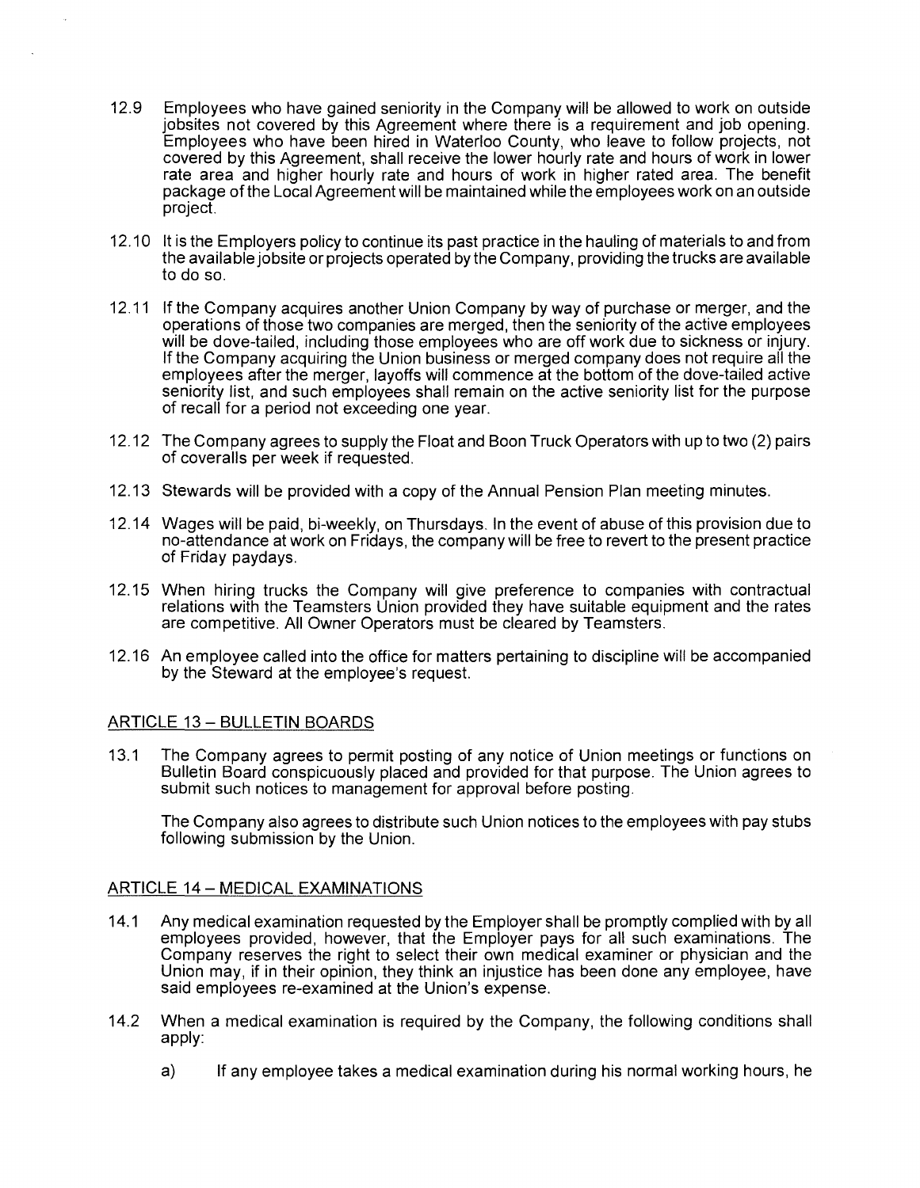12.9 Employees who have gained seniority in the Company will be allowed to work on outside jobsites not covered by this Agreement where there is a requirement and job opening. Employees who have been hired in Waterloo County, who leave to follow projects, not covered by this Agreement, shall receive the lower hourly rate and hours of work in lower rate area and higher hourly rate and hours of work in higher rated area. The benefit package of the Local Agreement will be maintained while the employees work on an outside project.

12.10 It is the Employers policy to continue its past practice in the hauling of materials to and from the available jobsite or projects operated by the Company, providing the trucks are available to do so.

12.11 If the Company acquires another Union Company by way of purchase or merger, and the operations of those two companies are merged, then the seniority of the active employees will be dove-tailed, including those employees who are off work due to sickness or injury. If the Company acquiring the Union business or merged company does not require all the employees after the merger, layoffs will commence at the bottom of the dove-tailed active seniority list, and such employees shall remain on the active seniority list for the purpose of recall for a period not exceeding one year.

12.12 The Company agrees to supply the Float and Boon Truck Operators with up to two (2) pairs of coveralls per week if requested.

12.13 Stewards will be provided with a copy of the Annual Pension Plan meeting minutes.

12.14 Wages will be paid, bi-weekly, on Thursdays. In the event of abuse of this provision due to no-attendance at work on Fridays, the company will be free to revert to the present practice of Friday paydays.

12.15 When hiring trucks the Company will give preference to companies with contractual relations with the Teamsters Union provided they have suitable equipment and the rates are competitive. All Owner Operators must be cleared by Teamsters.

12.16 An employee called into the office for matters pertaining to discipline will be accompanied by the Steward at the employee's request.

## ARTICLE 13 – BULLETIN BOARDS

13.1 The Company agrees to permit posting of any notice of Union meetings or functions on Bulletin Board conspicuously placed and provided for that purpose. The Union agrees to submit such notices to management for approval before posting.

The Company also agrees to distribute such Union notices to the employees with pay stubs following submission by the Union.

## ARTICLE 14 – MEDICAL EXAMINATIONS

14.1 Any medical examination requested by the Employer shall be promptly complied with by all employees provided, however, that the Employer pays for all such examinations. The Company reserves the right to select their own medical examiner or physician and the Union may, if in their opinion, they think an injustice has been done any employee, have said employees re-examined at the Union's expense.

14.2 When a medical examination is required by the Company, the following conditions shall apply:

a) If any employee takes a medical examination during his normal working hours, he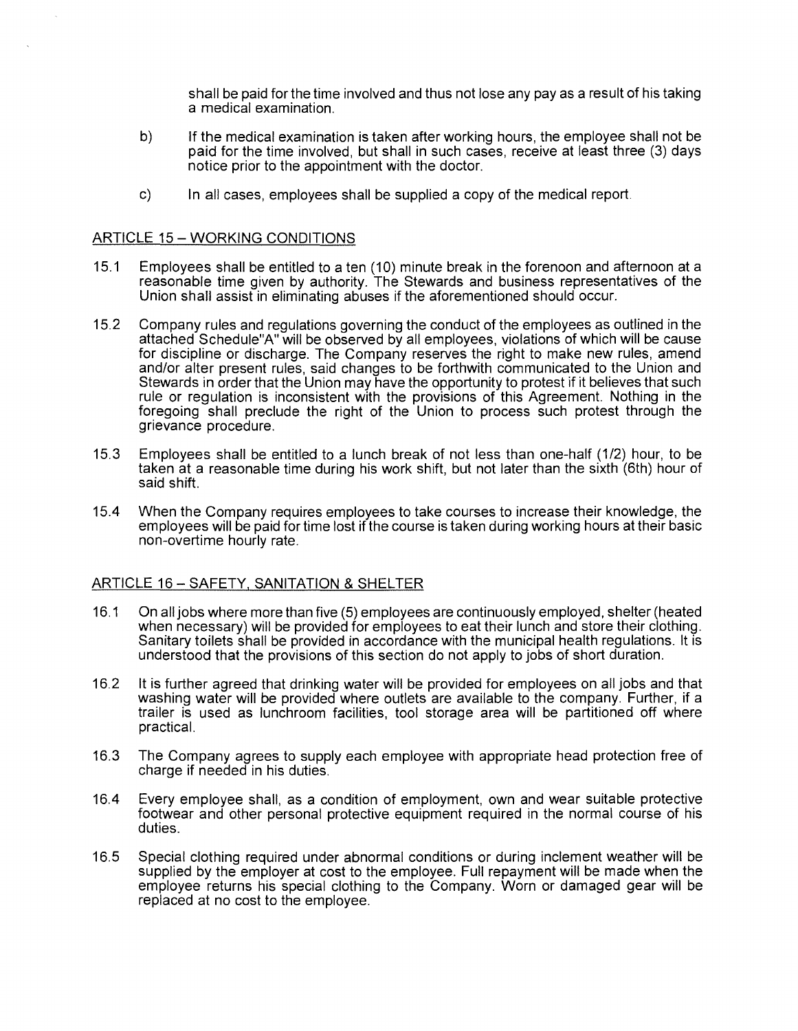shall be paid for the time involved and thus not lose any pay as a result of his taking a medical examination.

b) If the medical examination is taken after working hours, the employee shall not be paid for the time involved, but shall in such cases, receive at least three (3) days notice prior to the appointment with the doctor.

c) In all cases, employees shall be supplied a copy of the medical report.

## ARTICLE 15 – WORKING CONDITIONS

15.1 Employees shall be entitled to a ten (10) minute break in the forenoon and afternoon at a reasonable time given by authority. The Stewards and business representatives of the Union shall assist in eliminating abuses if the aforementioned should occur.

15.2 Company rules and regulations governing the conduct of the employees as outlined in the attached Schedule"A" will be observed by all employees, violations of which will be cause for discipline or discharge. The Company reserves the right to make new rules, amend and/or alter present rules, said changes to be forthwith communicated to the Union and Stewards in order that the Union may have the opportunity to protest if it believes that such rule or regulation is inconsistent with the provisions of this Agreement. Nothing in the foregoing shall preclude the right of the Union to process such protest through the grievance procedure.

15.3 Employees shall be entitled to a lunch break of not less than one-half (1/2) hour, to be taken at a reasonable time during his work shift, but not later than the sixth (6th) hour of said shift.

15.4 When the Company requires employees to take courses to increase their knowledge, the employees will be paid for time lost if the course is taken during working hours at their basic non-overtime hourly rate.

## ARTICLE 16 – SAFETY, SANITATION & SHELTER

16.1 On all jobs where more than five (5) employees are continuously employed, shelter (heated when necessary) will be provided for employees to eat their lunch and store their clothing. Sanitary toilets shall be provided in accordance with the municipal health regulations. It is understood that the provisions of this section do not apply to jobs of short duration.

16.2 It is further agreed that drinking water will be provided for employees on all jobs and that washing water will be provided where outlets are available to the company. Further, if a trailer is used as lunchroom facilities, tool storage area will be partitioned off where practical.

16.3 The Company agrees to supply each employee with appropriate head protection free of charge if needed in his duties.

16.4 Every employee shall, as a condition of employment, own and wear suitable protective footwear and other personal protective equipment required in the normal course of his duties.

16.5 Special clothing required under abnormal conditions or during inclement weather will be supplied by the employer at cost to the employee. Full repayment will be made when the employee returns his special clothing to the Company. Worn or damaged gear will be replaced at no cost to the employee.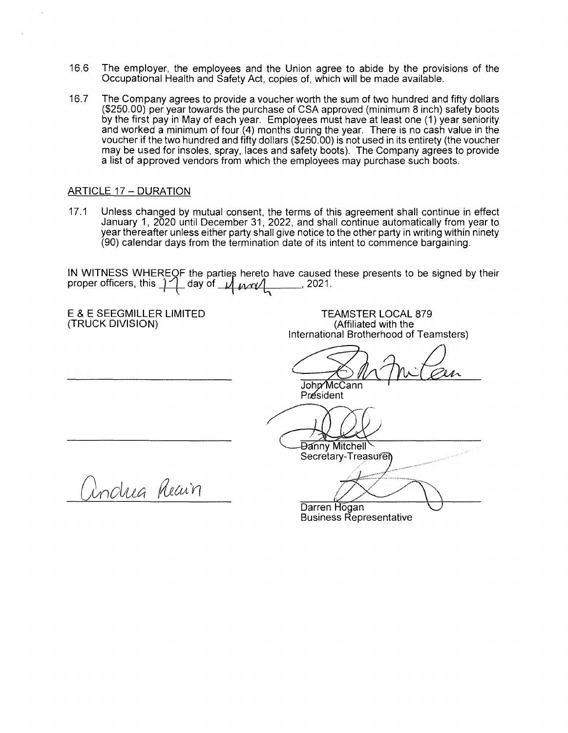16.6 The employer, the employees and the Union agree to abide by the provisions of the Occupational Health and Safety Act, copies of, which will be made available.

16.7 The Company agrees to provide a voucher worth the sum of two hundred and fifty dollars ($250.00) per year towards the purchase of CSA approved (minimum 8 inch) safety boots by the first pay in May of each year. Employees must have at least one (1) year seniority and worked a minimum of four (4) months during the year. There is no cash value in the voucher if the two hundred and fifty dollars ($250.00) is not used in its entirety (the voucher may be used for insoles, spray, laces and safety boots). The Company agrees to provide a list of approved vendors from which the employees may purchase such boots.

## ARTICLE 17 – DURATION

17.1 Unless changed by mutual consent, the terms of this agreement shall continue in effect January 1, 2020 until December 31, 2022, and shall continue automatically from year to year thereafter unless either party shall give notice to the other party in writing within ninety (90) calendar days from the termination date of its intent to commence bargaining.

IN WITNESS WHEREOF the parties hereto have caused these presents to be signed by their proper officers, this 17 day of March, 2021.

| E & E SEEGMILLER LIMITED (TRUCK DIVISION) | TEAMSTER LOCAL 879 (Affiliated with the International Brotherhood of Teamsters) |
|---|---|
| ______________________ | John McCann, President |
| ______________________ | Danny Mitchell, Secretary-Treasurer |
| Andrea Reain | Darren Hogan, Business Representative |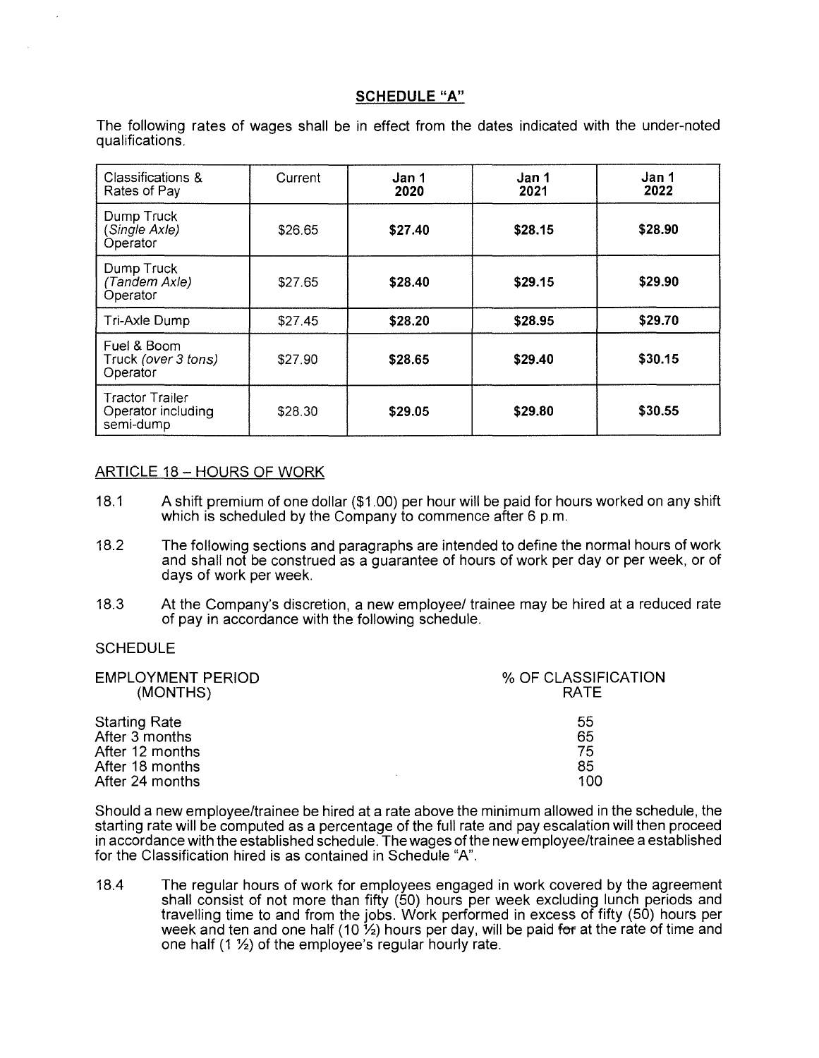## SCHEDULE "A"

The following rates of wages shall be in effect from the dates indicated with the under-noted qualifications.

| Classifications & Rates of Pay | Current | Jan 1 2020 | Jan 1 2021 | Jan 1 2022 |
|---|---|---|---|---|
| Dump Truck (*Single Axle*) Operator | $26.65 | **$27.40** | **$28.15** | **$28.90** |
| Dump Truck (*Tandem Axle*) Operator | $27.65 | **$28.40** | **$29.15** | **$29.90** |
| Tri-Axle Dump | $27.45 | **$28.20** | **$28.95** | **$29.70** |
| Fuel & Boom Truck (*over 3 tons*) Operator | $27.90 | **$28.65** | **$29.40** | **$30.15** |
| Tractor Trailer Operator including semi-dump | $28.30 | **$29.05** | **$29.80** | **$30.55** |

## ARTICLE 18 – HOURS OF WORK

18.1 A shift premium of one dollar ($1.00) per hour will be paid for hours worked on any shift which is scheduled by the Company to commence after 6 p.m.

18.2 The following sections and paragraphs are intended to define the normal hours of work and shall not be construed as a guarantee of hours of work per day or per week, or of days of work per week.

18.3 At the Company's discretion, a new employee/ trainee may be hired at a reduced rate of pay in accordance with the following schedule.

SCHEDULE

| EMPLOYMENT PERIOD (MONTHS) | % OF CLASSIFICATION RATE |
|---|---|
| Starting Rate | 55 |
| After 3 months | 65 |
| After 12 months | 75 |
| After 18 months | 85 |
| After 24 months | 100 |

Should a new employee/trainee be hired at a rate above the minimum allowed in the schedule, the starting rate will be computed as a percentage of the full rate and pay escalation will then proceed in accordance with the established schedule. The wages of the new employee/trainee a established for the Classification hired is as contained in Schedule "A".

18.4 The regular hours of work for employees engaged in work covered by the agreement shall consist of not more than fifty (50) hours per week excluding lunch periods and travelling time to and from the jobs. Work performed in excess of fifty (50) hours per week and ten and one half (10 ½) hours per day, will be paid ~~for~~ at the rate of time and one half (1 ½) of the employee's regular hourly rate.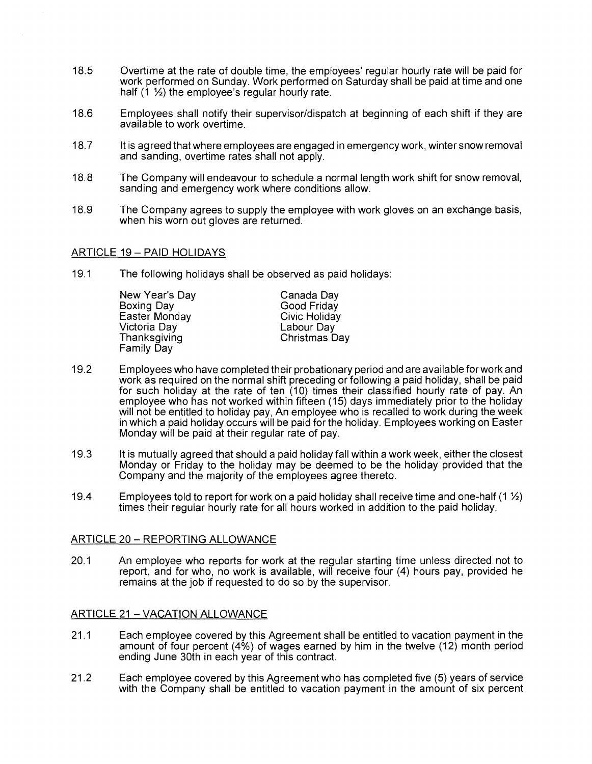18.5 Overtime at the rate of double time, the employees' regular hourly rate will be paid for work performed on Sunday. Work performed on Saturday shall be paid at time and one half (1 ½) the employee's regular hourly rate.

18.6 Employees shall notify their supervisor/dispatch at beginning of each shift if they are available to work overtime.

18.7 It is agreed that where employees are engaged in emergency work, winter snow removal and sanding, overtime rates shall not apply.

18.8 The Company will endeavour to schedule a normal length work shift for snow removal, sanding and emergency work where conditions allow.

18.9 The Company agrees to supply the employee with work gloves on an exchange basis, when his worn out gloves are returned.

## ARTICLE 19 – PAID HOLIDAYS

19.1 The following holidays shall be observed as paid holidays:

| | |
|---|---|
| New Year's Day | Canada Day |
| Boxing Day | Good Friday |
| Easter Monday | Civic Holiday |
| Victoria Day | Labour Day |
| Thanksgiving | Christmas Day |
| Family Day | |

19.2 Employees who have completed their probationary period and are available for work and work as required on the normal shift preceding or following a paid holiday, shall be paid for such holiday at the rate of ten (10) times their classified hourly rate of pay. An employee who has not worked within fifteen (15) days immediately prior to the holiday will not be entitled to holiday pay, An employee who is recalled to work during the week in which a paid holiday occurs will be paid for the holiday. Employees working on Easter Monday will be paid at their regular rate of pay.

19.3 It is mutually agreed that should a paid holiday fall within a work week, either the closest Monday or Friday to the holiday may be deemed to be the holiday provided that the Company and the majority of the employees agree thereto.

19.4 Employees told to report for work on a paid holiday shall receive time and one-half (1 ½) times their regular hourly rate for all hours worked in addition to the paid holiday.

## ARTICLE 20 – REPORTING ALLOWANCE

20.1 An employee who reports for work at the regular starting time unless directed not to report, and for who, no work is available, will receive four (4) hours pay, provided he remains at the job if requested to do so by the supervisor.

## ARTICLE 21 – VACATION ALLOWANCE

21.1 Each employee covered by this Agreement shall be entitled to vacation payment in the amount of four percent (4%) of wages earned by him in the twelve (12) month period ending June 30th in each year of this contract.

21.2 Each employee covered by this Agreement who has completed five (5) years of service with the Company shall be entitled to vacation payment in the amount of six percent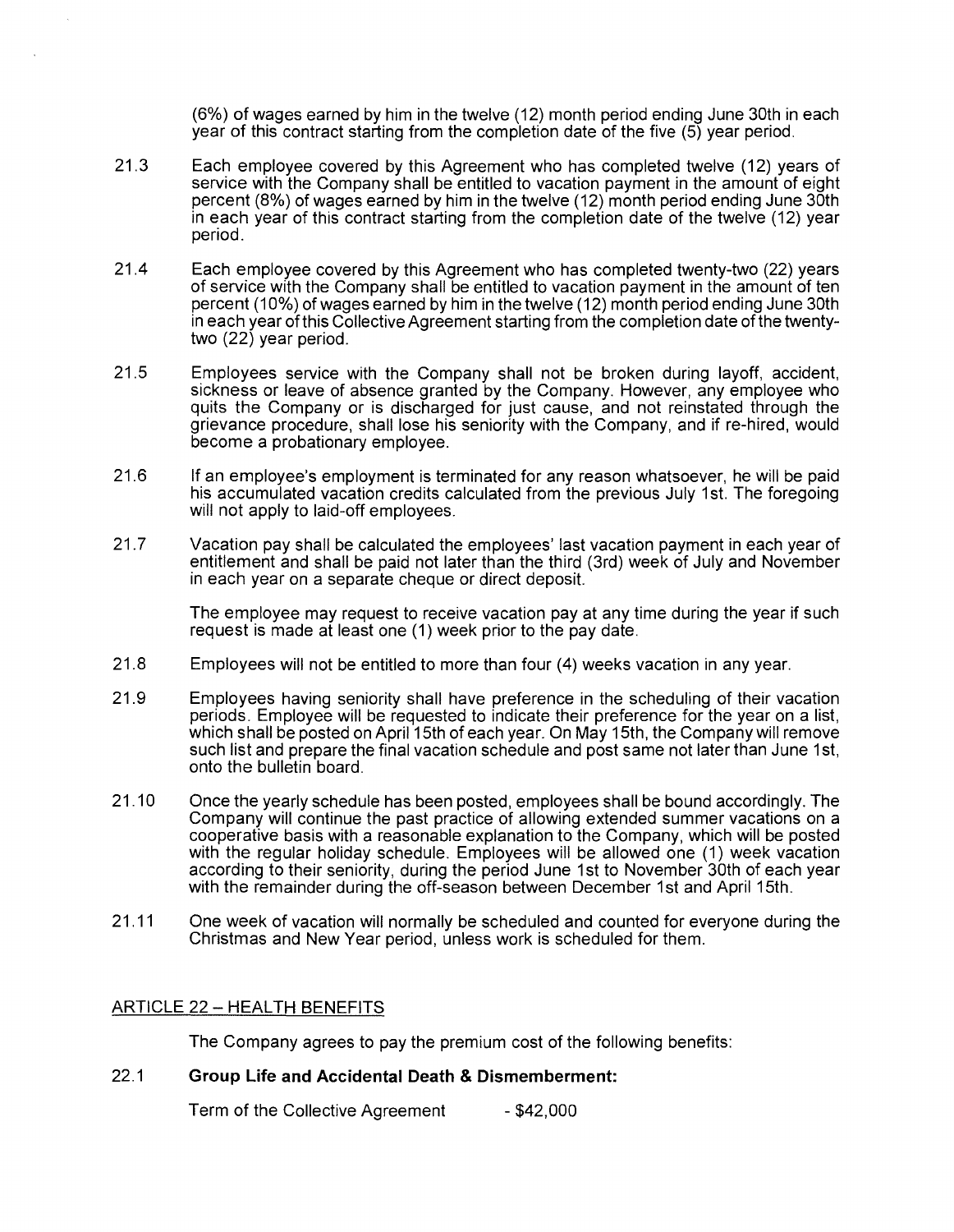(6%) of wages earned by him in the twelve (12) month period ending June 30th in each year of this contract starting from the completion date of the five (5) year period.

21.3 Each employee covered by this Agreement who has completed twelve (12) years of service with the Company shall be entitled to vacation payment in the amount of eight percent (8%) of wages earned by him in the twelve (12) month period ending June 30th in each year of this contract starting from the completion date of the twelve (12) year period.

21.4 Each employee covered by this Agreement who has completed twenty-two (22) years of service with the Company shall be entitled to vacation payment in the amount of ten percent (10%) of wages earned by him in the twelve (12) month period ending June 30th in each year of this Collective Agreement starting from the completion date of the twenty-two (22) year period.

21.5 Employees service with the Company shall not be broken during layoff, accident, sickness or leave of absence granted by the Company. However, any employee who quits the Company or is discharged for just cause, and not reinstated through the grievance procedure, shall lose his seniority with the Company, and if re-hired, would become a probationary employee.

21.6 If an employee's employment is terminated for any reason whatsoever, he will be paid his accumulated vacation credits calculated from the previous July 1st. The foregoing will not apply to laid-off employees.

21.7 Vacation pay shall be calculated the employees' last vacation payment in each year of entitlement and shall be paid not later than the third (3rd) week of July and November in each year on a separate cheque or direct deposit.

The employee may request to receive vacation pay at any time during the year if such request is made at least one (1) week prior to the pay date.

21.8 Employees will not be entitled to more than four (4) weeks vacation in any year.

21.9 Employees having seniority shall have preference in the scheduling of their vacation periods. Employee will be requested to indicate their preference for the year on a list, which shall be posted on April 15th of each year. On May 15th, the Company will remove such list and prepare the final vacation schedule and post same not later than June 1st, onto the bulletin board.

21.10 Once the yearly schedule has been posted, employees shall be bound accordingly. The Company will continue the past practice of allowing extended summer vacations on a cooperative basis with a reasonable explanation to the Company, which will be posted with the regular holiday schedule. Employees will be allowed one (1) week vacation according to their seniority, during the period June 1st to November 30th of each year with the remainder during the off-season between December 1st and April 15th.

21.11 One week of vacation will normally be scheduled and counted for everyone during the Christmas and New Year period, unless work is scheduled for them.

## ARTICLE 22 – HEALTH BENEFITS

The Company agrees to pay the premium cost of the following benefits:

22.1 **Group Life and Accidental Death & Dismemberment:**

Term of the Collective Agreement - $42,000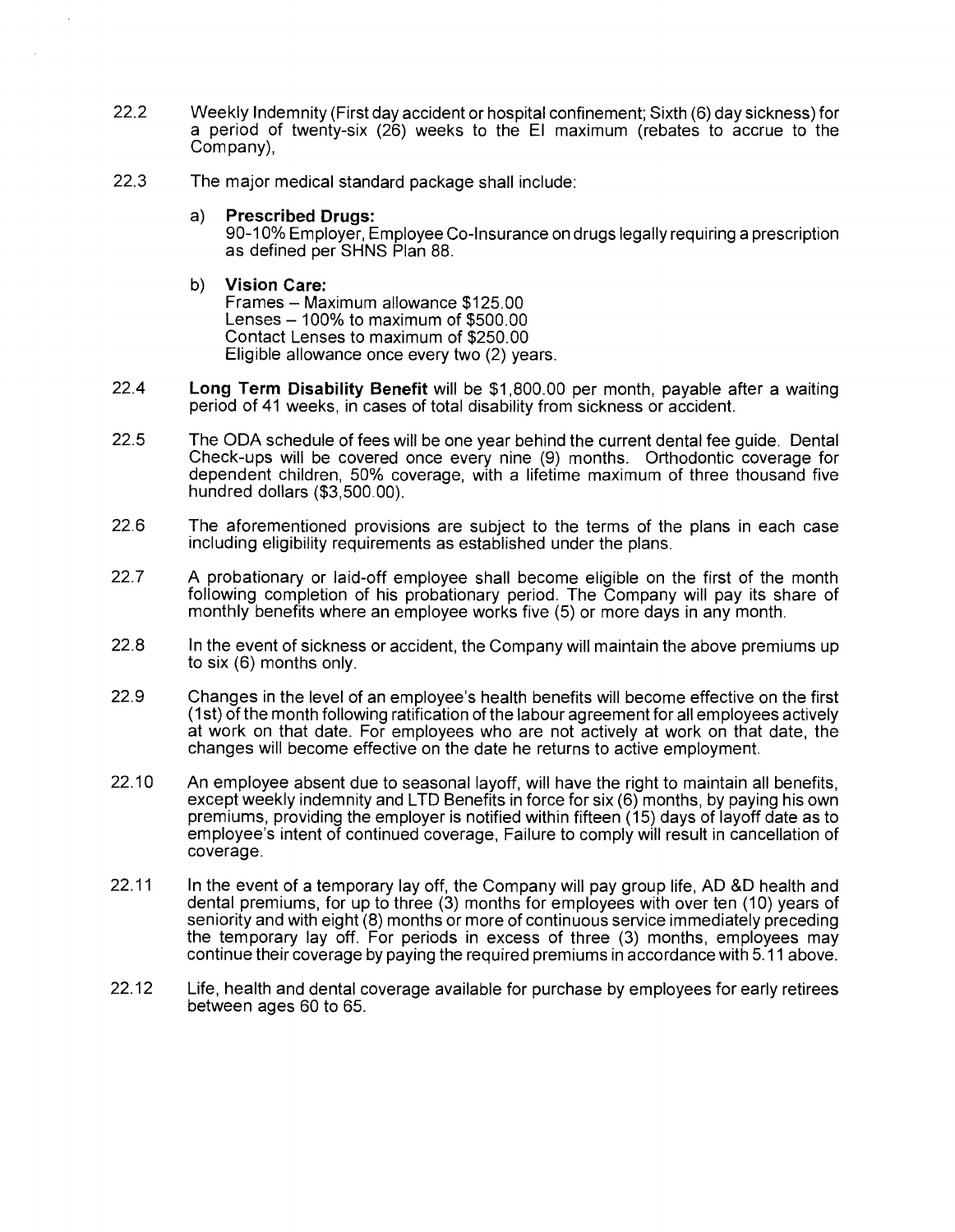22.2 Weekly Indemnity (First day accident or hospital confinement; Sixth (6) day sickness) for a period of twenty-six (26) weeks to the EI maximum (rebates to accrue to the Company),

22.3 The major medical standard package shall include:

a) **Prescribed Drugs:**
90-10% Employer, Employee Co-Insurance on drugs legally requiring a prescription as defined per SHNS Plan 88.

b) **Vision Care:**
Frames – Maximum allowance $125.00
Lenses – 100% to maximum of $500.00
Contact Lenses to maximum of $250.00
Eligible allowance once every two (2) years.

22.4 **Long Term Disability Benefit** will be $1,800.00 per month, payable after a waiting period of 41 weeks, in cases of total disability from sickness or accident.

22.5 The ODA schedule of fees will be one year behind the current dental fee guide. Dental Check-ups will be covered once every nine (9) months. Orthodontic coverage for dependent children, 50% coverage, with a lifetime maximum of three thousand five hundred dollars ($3,500.00).

22.6 The aforementioned provisions are subject to the terms of the plans in each case including eligibility requirements as established under the plans.

22.7 A probationary or laid-off employee shall become eligible on the first of the month following completion of his probationary period. The Company will pay its share of monthly benefits where an employee works five (5) or more days in any month.

22.8 In the event of sickness or accident, the Company will maintain the above premiums up to six (6) months only.

22.9 Changes in the level of an employee's health benefits will become effective on the first (1st) of the month following ratification of the labour agreement for all employees actively at work on that date. For employees who are not actively at work on that date, the changes will become effective on the date he returns to active employment.

22.10 An employee absent due to seasonal layoff, will have the right to maintain all benefits, except weekly indemnity and LTD Benefits in force for six (6) months, by paying his own premiums, providing the employer is notified within fifteen (15) days of layoff date as to employee's intent of continued coverage, Failure to comply will result in cancellation of coverage.

22.11 In the event of a temporary lay off, the Company will pay group life, AD &D health and dental premiums, for up to three (3) months for employees with over ten (10) years of seniority and with eight (8) months or more of continuous service immediately preceding the temporary lay off. For periods in excess of three (3) months, employees may continue their coverage by paying the required premiums in accordance with 5.11 above.

22.12 Life, health and dental coverage available for purchase by employees for early retirees between ages 60 to 65.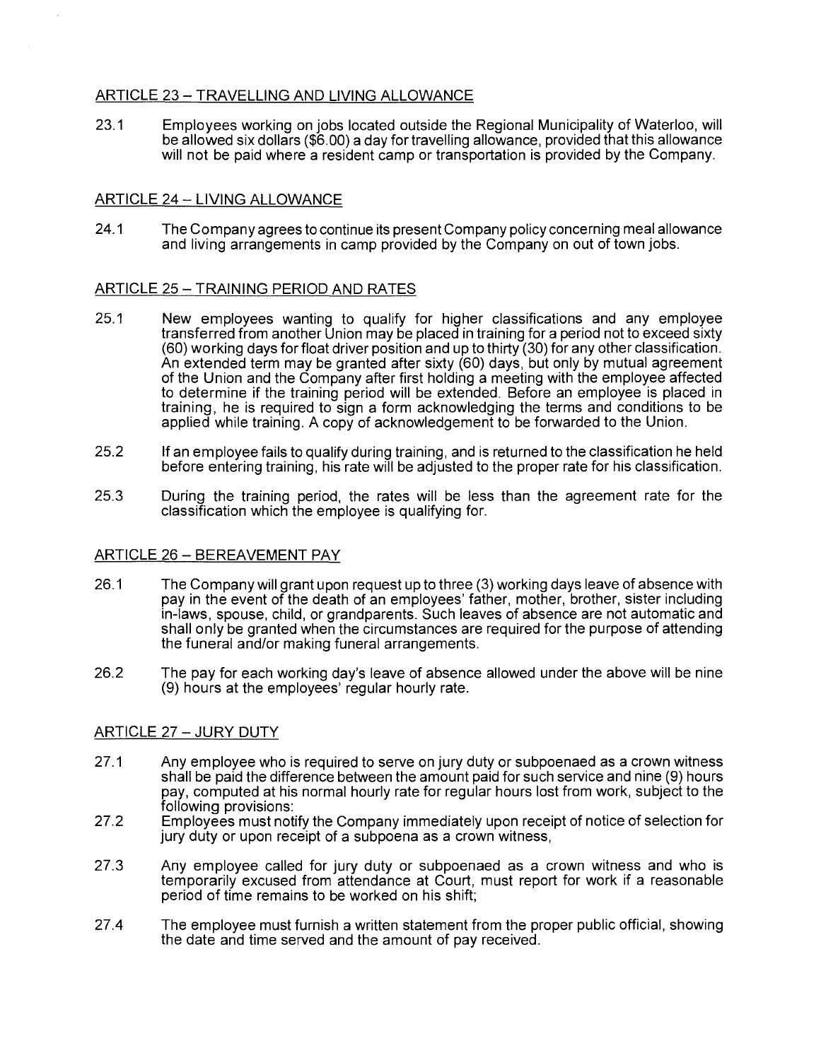## ARTICLE 23 – TRAVELLING AND LIVING ALLOWANCE

23.1 Employees working on jobs located outside the Regional Municipality of Waterloo, will be allowed six dollars ($6.00) a day for travelling allowance, provided that this allowance will not be paid where a resident camp or transportation is provided by the Company.

## ARTICLE 24 – LIVING ALLOWANCE

24.1 The Company agrees to continue its present Company policy concerning meal allowance and living arrangements in camp provided by the Company on out of town jobs.

## ARTICLE 25 – TRAINING PERIOD AND RATES

25.1 New employees wanting to qualify for higher classifications and any employee transferred from another Union may be placed in training for a period not to exceed sixty (60) working days for float driver position and up to thirty (30) for any other classification. An extended term may be granted after sixty (60) days, but only by mutual agreement of the Union and the Company after first holding a meeting with the employee affected to determine if the training period will be extended. Before an employee is placed in training, he is required to sign a form acknowledging the terms and conditions to be applied while training. A copy of acknowledgement to be forwarded to the Union.

25.2 If an employee fails to qualify during training, and is returned to the classification he held before entering training, his rate will be adjusted to the proper rate for his classification.

25.3 During the training period, the rates will be less than the agreement rate for the classification which the employee is qualifying for.

## ARTICLE 26 – BEREAVEMENT PAY

26.1 The Company will grant upon request up to three (3) working days leave of absence with pay in the event of the death of an employees' father, mother, brother, sister including in-laws, spouse, child, or grandparents. Such leaves of absence are not automatic and shall only be granted when the circumstances are required for the purpose of attending the funeral and/or making funeral arrangements.

26.2 The pay for each working day's leave of absence allowed under the above will be nine (9) hours at the employees' regular hourly rate.

## ARTICLE 27 – JURY DUTY

27.1 Any employee who is required to serve on jury duty or subpoenaed as a crown witness shall be paid the difference between the amount paid for such service and nine (9) hours pay, computed at his normal hourly rate for regular hours lost from work, subject to the following provisions:

27.2 Employees must notify the Company immediately upon receipt of notice of selection for jury duty or upon receipt of a subpoena as a crown witness,

27.3 Any employee called for jury duty or subpoenaed as a crown witness and who is temporarily excused from attendance at Court, must report for work if a reasonable period of time remains to be worked on his shift;

27.4 The employee must furnish a written statement from the proper public official, showing the date and time served and the amount of pay received.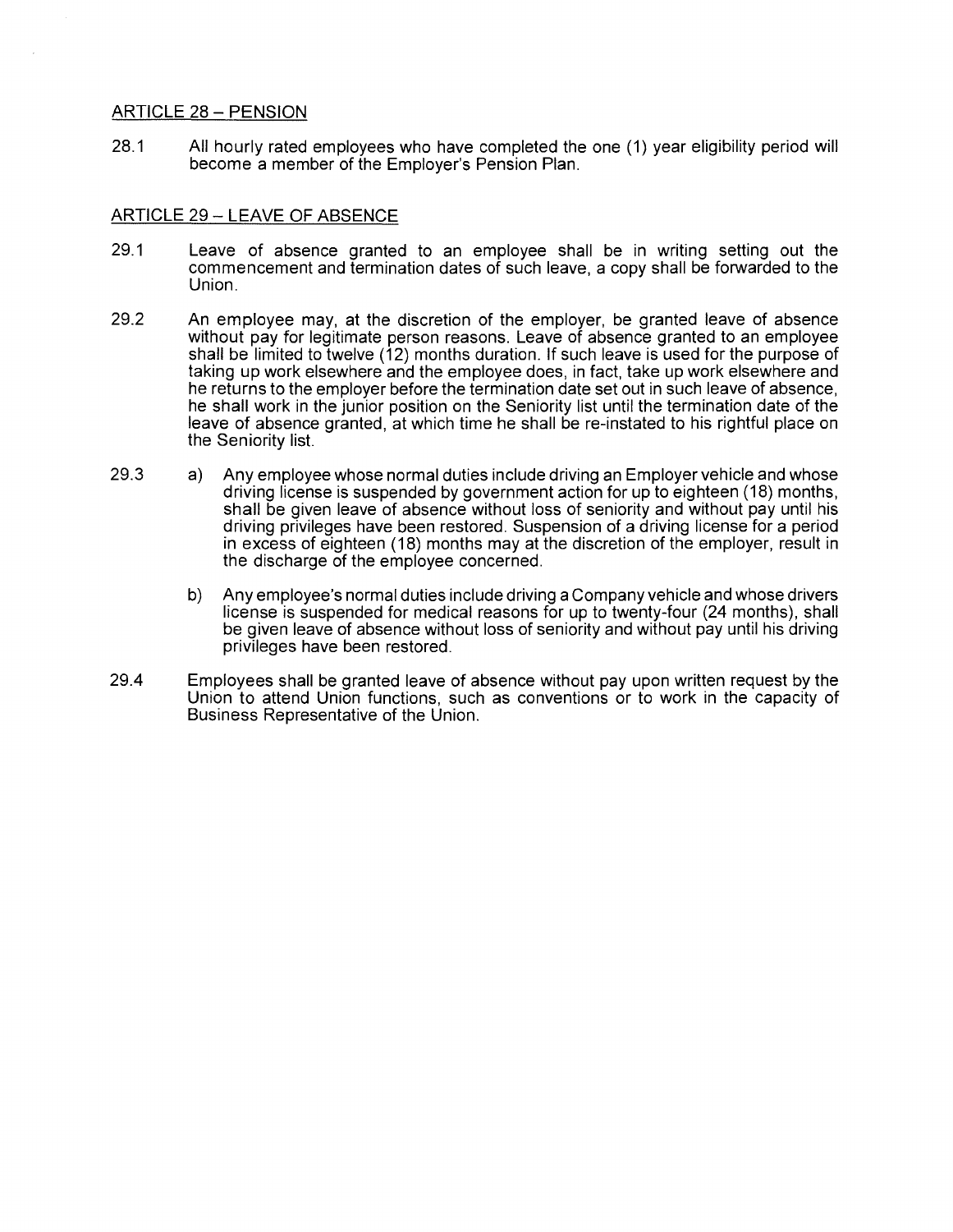## ARTICLE 28 – PENSION

28.1 All hourly rated employees who have completed the one (1) year eligibility period will become a member of the Employer's Pension Plan.

## ARTICLE 29 – LEAVE OF ABSENCE

29.1 Leave of absence granted to an employee shall be in writing setting out the commencement and termination dates of such leave, a copy shall be forwarded to the Union.

29.2 An employee may, at the discretion of the employer, be granted leave of absence without pay for legitimate person reasons. Leave of absence granted to an employee shall be limited to twelve (12) months duration. If such leave is used for the purpose of taking up work elsewhere and the employee does, in fact, take up work elsewhere and he returns to the employer before the termination date set out in such leave of absence, he shall work in the junior position on the Seniority list until the termination date of the leave of absence granted, at which time he shall be re-instated to his rightful place on the Seniority list.

29.3 a) Any employee whose normal duties include driving an Employer vehicle and whose driving license is suspended by government action for up to eighteen (18) months, shall be given leave of absence without loss of seniority and without pay until his driving privileges have been restored. Suspension of a driving license for a period in excess of eighteen (18) months may at the discretion of the employer, result in the discharge of the employee concerned.

b) Any employee's normal duties include driving a Company vehicle and whose drivers license is suspended for medical reasons for up to twenty-four (24 months), shall be given leave of absence without loss of seniority and without pay until his driving privileges have been restored.

29.4 Employees shall be granted leave of absence without pay upon written request by the Union to attend Union functions, such as conventions or to work in the capacity of Business Representative of the Union.